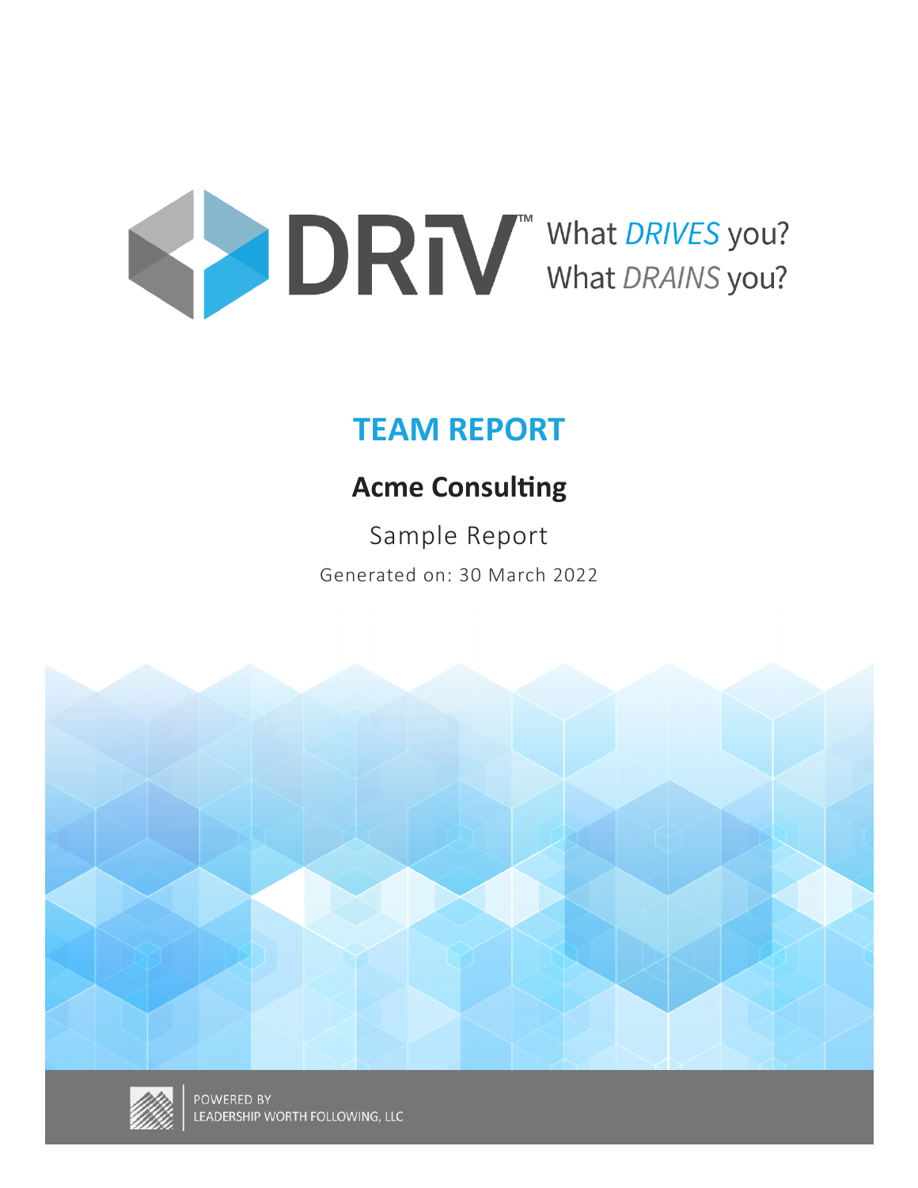DRiV™ What *DRIVES* you? What *DRAINS* you?

# TEAM REPORT

## Acme Consulting

Sample Report

Generated on: 30 March 2022

POWERED BY
LEADERSHIP WORTH FOLLOWING, LLC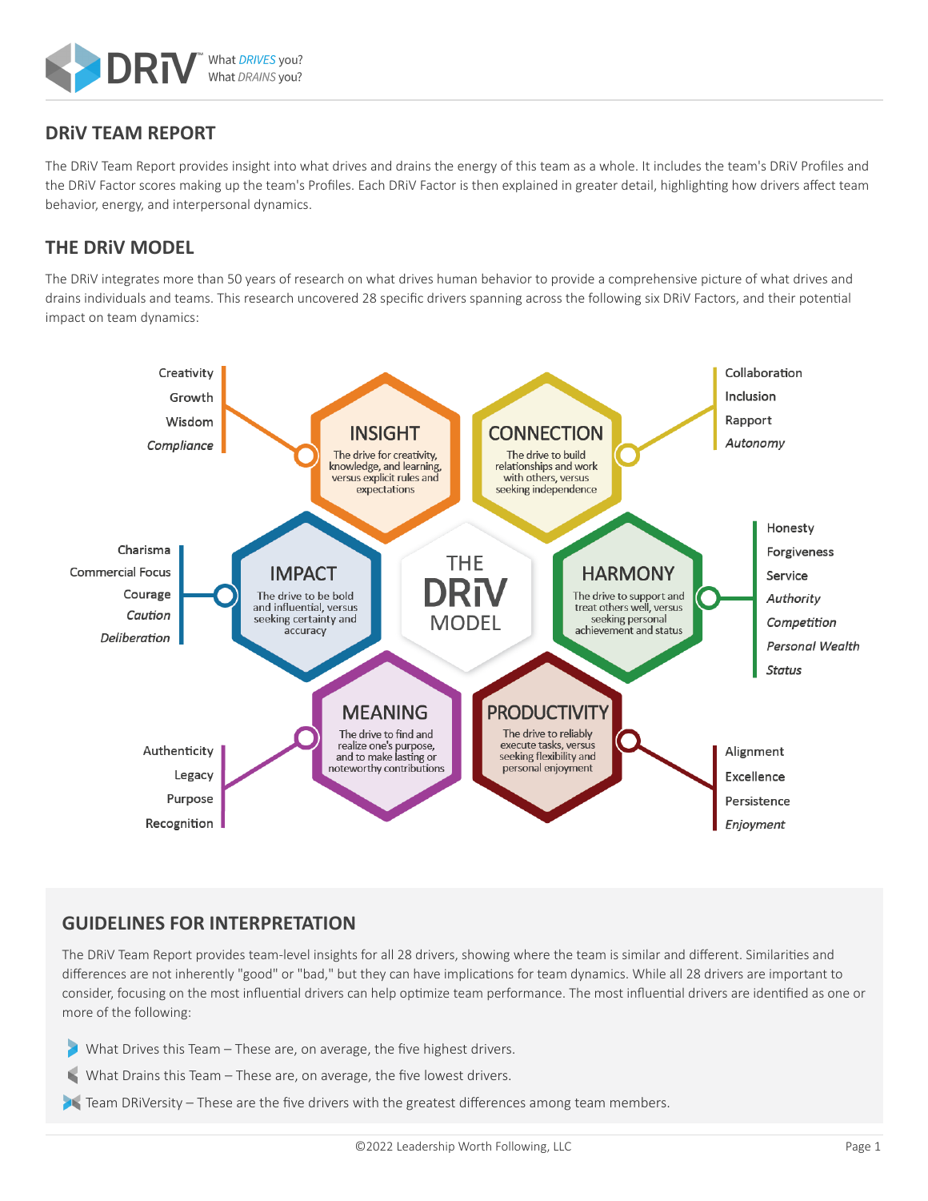# DRiV TEAM REPORT

The DRiV Team Report provides insight into what drives and drains the energy of this team as a whole. It includes the team's DRiV Profiles and the DRiV Factor scores making up the team's Profiles. Each DRiV Factor is then explained in greater detail, highlighting how drivers affect team behavior, energy, and interpersonal dynamics.

## THE DRiV MODEL

The DRiV integrates more than 50 years of research on what drives human behavior to provide a comprehensive picture of what drives and drains individuals and teams. This research uncovered 28 specific drivers spanning across the following six DRiV Factors, and their potential impact on team dynamics:

**INSIGHT** – The drive for creativity, knowledge, and learning, versus explicit rules and expectations
- Creativity
- Growth
- Wisdom
- *Compliance*

**CONNECTION** – The drive to build relationships and work with others, versus seeking independence
- Collaboration
- Inclusion
- Rapport
- *Autonomy*

**IMPACT** – The drive to be bold and influential, versus seeking certainty and accuracy
- Charisma
- Commercial Focus
- Courage
- *Caution*
- *Deliberation*

**HARMONY** – The drive to support and treat others well, versus seeking personal achievement and status
- Honesty
- Forgiveness
- Service
- *Authority*
- *Competition*
- *Personal Wealth*
- *Status*

**MEANING** – The drive to find and realize one's purpose, and to make lasting or noteworthy contributions
- Authenticity
- Legacy
- Purpose
- Recognition

**PRODUCTIVITY** – The drive to reliably execute tasks, versus seeking flexibility and personal enjoyment
- Alignment
- Excellence
- Persistence
- *Enjoyment*

## GUIDELINES FOR INTERPRETATION

The DRiV Team Report provides team-level insights for all 28 drivers, showing where the team is similar and different. Similarities and differences are not inherently "good" or "bad," but they can have implications for team dynamics. While all 28 drivers are important to consider, focusing on the most influential drivers can help optimize team performance. The most influential drivers are identified as one or more of the following:

- What Drives this Team – These are, on average, the five highest drivers.
- What Drains this Team – These are, on average, the five lowest drivers.
- Team DRiVersity – These are the five drivers with the greatest differences among team members.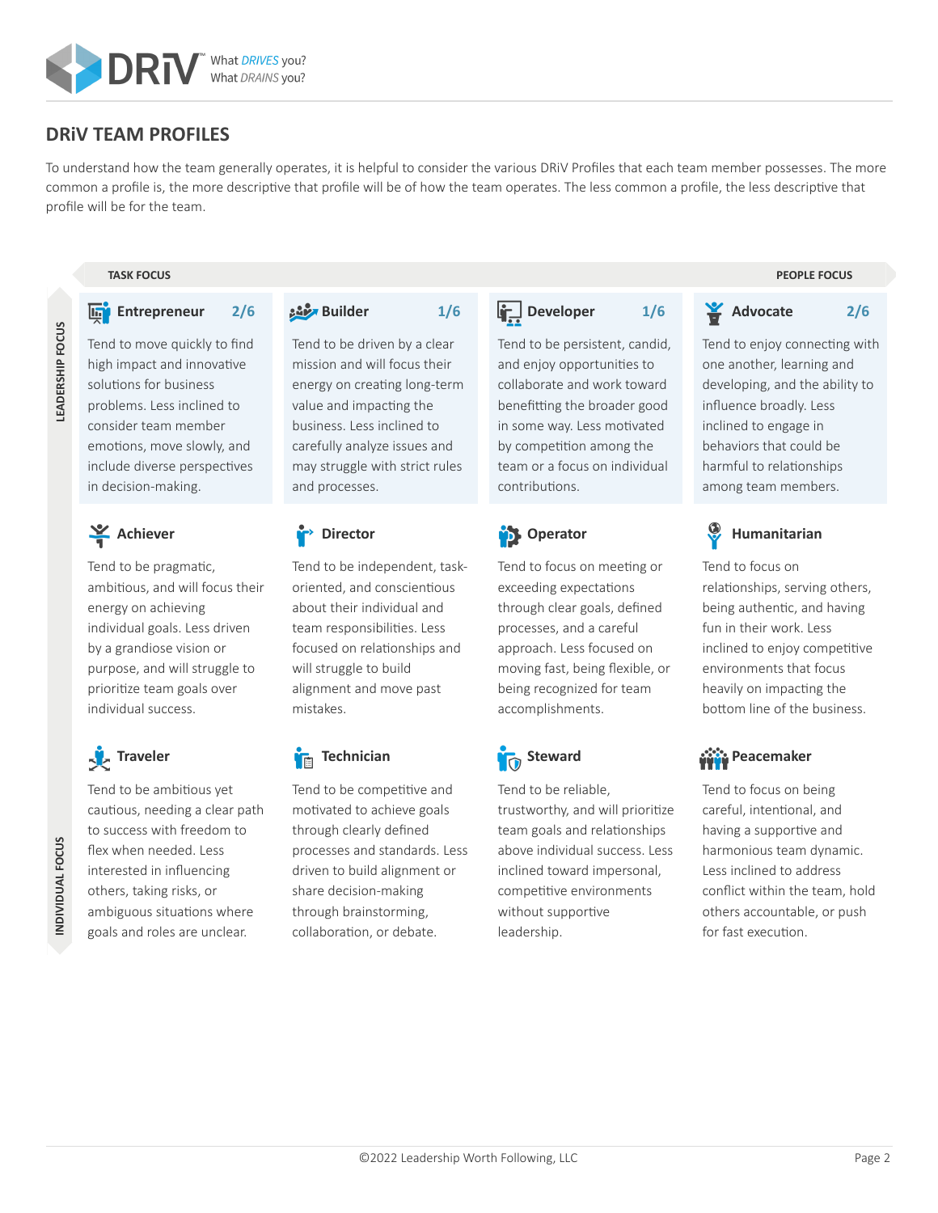## DRiV TEAM PROFILES

To understand how the team generally operates, it is helpful to consider the various DRiV Profiles that each team member possesses. The more common a profile is, the more descriptive that profile will be of how the team operates. The less common a profile, the less descriptive that profile will be for the team.

**TASK FOCUS** ↔ **PEOPLE FOCUS**

**LEADERSHIP FOCUS** ↕ **INDIVIDUAL FOCUS**

### Entrepreneur 2/6

Tend to move quickly to find high impact and innovative solutions for business problems. Less inclined to consider team member emotions, move slowly, and include diverse perspectives in decision-making.

### Builder 1/6

Tend to be driven by a clear mission and will focus their energy on creating long-term value and impacting the business. Less inclined to carefully analyze issues and may struggle with strict rules and processes.

### Developer 1/6

Tend to be persistent, candid, and enjoy opportunities to collaborate and work toward benefitting the broader good in some way. Less motivated by competition among the team or a focus on individual contributions.

### Advocate 2/6

Tend to enjoy connecting with one another, learning and developing, and the ability to influence broadly. Less inclined to engage in behaviors that could be harmful to relationships among team members.

### Achiever

Tend to be pragmatic, ambitious, and will focus their energy on achieving individual goals. Less driven by a grandiose vision or purpose, and will struggle to prioritize team goals over individual success.

### Director

Tend to be independent, task-oriented, and conscientious about their individual and team responsibilities. Less focused on relationships and will struggle to build alignment and move past mistakes.

### Operator

Tend to focus on meeting or exceeding expectations through clear goals, defined processes, and a careful approach. Less focused on moving fast, being flexible, or being recognized for team accomplishments.

### Humanitarian

Tend to focus on relationships, serving others, being authentic, and having fun in their work. Less inclined to enjoy competitive environments that focus heavily on impacting the bottom line of the business.

### Traveler

Tend to be ambitious yet cautious, needing a clear path to success with freedom to flex when needed. Less interested in influencing others, taking risks, or ambiguous situations where goals and roles are unclear.

### Technician

Tend to be competitive and motivated to achieve goals through clearly defined processes and standards. Less driven to build alignment or share decision-making through brainstorming, collaboration, or debate.

### Steward

Tend to be reliable, trustworthy, and will prioritize team goals and relationships above individual success. Less inclined toward impersonal, competitive environments without supportive leadership.

### Peacemaker

Tend to focus on being careful, intentional, and having a supportive and harmonious team dynamic. Less inclined to address conflict within the team, hold others accountable, or push for fast execution.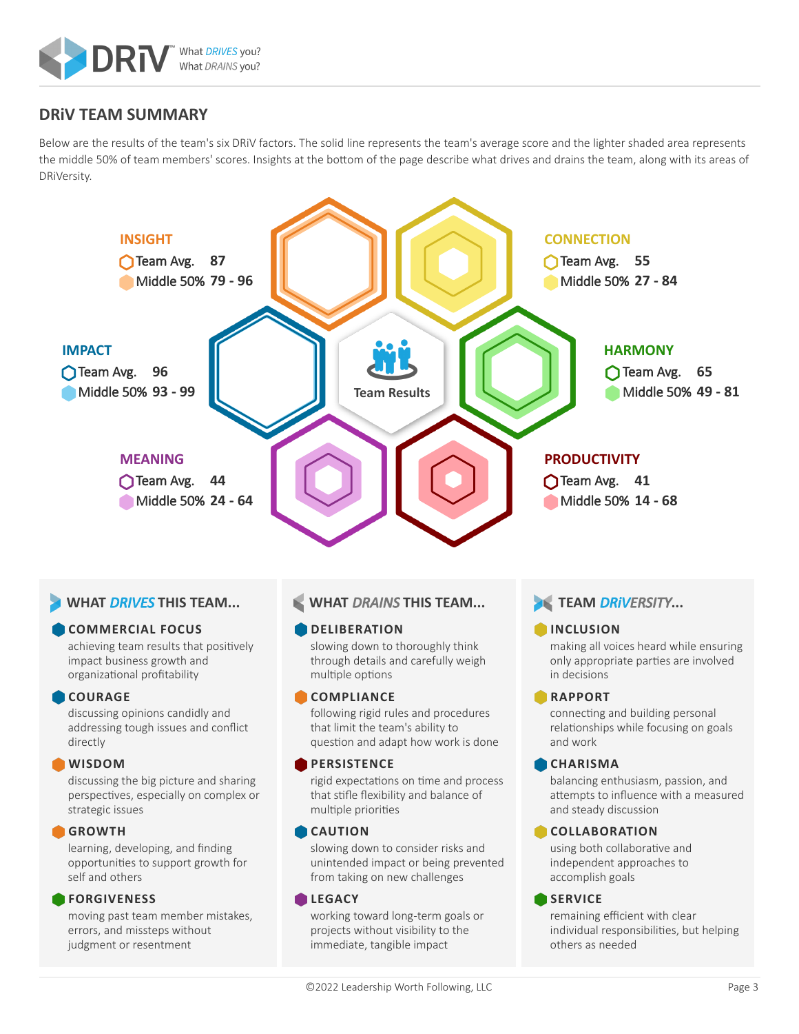## DRiV TEAM SUMMARY

Below are the results of the team's six DRiV factors. The solid line represents the team's average score and the lighter shaded area represents the middle 50% of team members' scores. Insights at the bottom of the page describe what drives and drains the team, along with its areas of DRiVersity.

**INSIGHT**
Team Avg. **87**
Middle 50% **79 - 96**

**CONNECTION**
Team Avg. **55**
Middle 50% **27 - 84**

**IMPACT**
Team Avg. **96**
Middle 50% **93 - 99**

Team Results

**HARMONY**
Team Avg. **65**
Middle 50% **49 - 81**

**MEANING**
Team Avg. **44**
Middle 50% **24 - 64**

**PRODUCTIVITY**
Team Avg. **41**
Middle 50% **14 - 68**

### WHAT *DRIVES* THIS TEAM...

**COMMERCIAL FOCUS**
achieving team results that positively impact business growth and organizational profitability

**COURAGE**
discussing opinions candidly and addressing tough issues and conflict directly

**WISDOM**
discussing the big picture and sharing perspectives, especially on complex or strategic issues

**GROWTH**
learning, developing, and finding opportunities to support growth for self and others

**FORGIVENESS**
moving past team member mistakes, errors, and missteps without judgment or resentment

### WHAT *DRAINS* THIS TEAM...

**DELIBERATION**
slowing down to thoroughly think through details and carefully weigh multiple options

**COMPLIANCE**
following rigid rules and procedures that limit the team's ability to question and adapt how work is done

**PERSISTENCE**
rigid expectations on time and process that stifle flexibility and balance of multiple priorities

**CAUTION**
slowing down to consider risks and unintended impact or being prevented from taking on new challenges

**LEGACY**
working toward long-term goals or projects without visibility to the immediate, tangible impact

### TEAM *DRiVERSITY*...

**INCLUSION**
making all voices heard while ensuring only appropriate parties are involved in decisions

**RAPPORT**
connecting and building personal relationships while focusing on goals and work

**CHARISMA**
balancing enthusiasm, passion, and attempts to influence with a measured and steady discussion

**COLLABORATION**
using both collaborative and independent approaches to accomplish goals

**SERVICE**
remaining efficient with clear individual responsibilities, but helping others as needed

©2022 Leadership Worth Following, LLC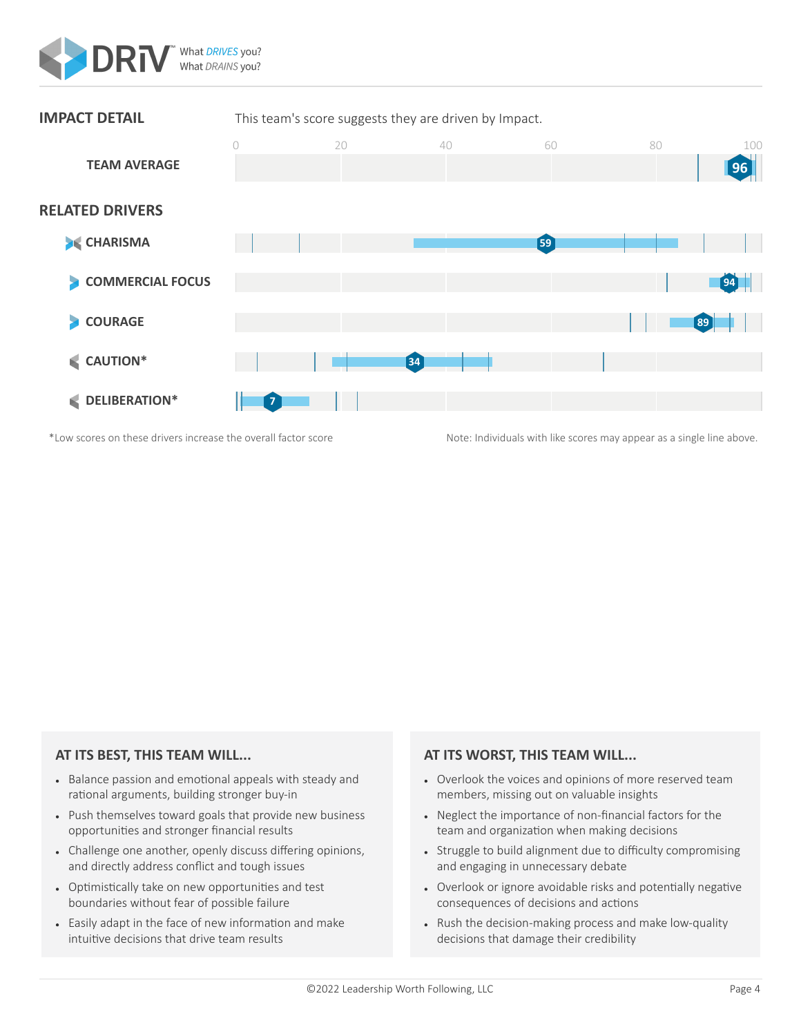## IMPACT DETAIL

This team's score suggests they are driven by Impact.

| | Score |
|---|---|
| **TEAM AVERAGE** | 96 |

## RELATED DRIVERS

| Driver | Score |
|---|---|
| **CHARISMA** | 59 |
| **COMMERCIAL FOCUS** | 94 |
| **COURAGE** | 89 |
| **CAUTION*** | 34 |
| **DELIBERATION*** | 7 |

*Low scores on these drivers increase the overall factor score

Note: Individuals with like scores may appear as a single line above.

### AT ITS BEST, THIS TEAM WILL...

- Balance passion and emotional appeals with steady and rational arguments, building stronger buy-in
- Push themselves toward goals that provide new business opportunities and stronger financial results
- Challenge one another, openly discuss differing opinions, and directly address conflict and tough issues
- Optimistically take on new opportunities and test boundaries without fear of possible failure
- Easily adapt in the face of new information and make intuitive decisions that drive team results

### AT ITS WORST, THIS TEAM WILL...

- Overlook the voices and opinions of more reserved team members, missing out on valuable insights
- Neglect the importance of non-financial factors for the team and organization when making decisions
- Struggle to build alignment due to difficulty compromising and engaging in unnecessary debate
- Overlook or ignore avoidable risks and potentially negative consequences of decisions and actions
- Rush the decision-making process and make low-quality decisions that damage their credibility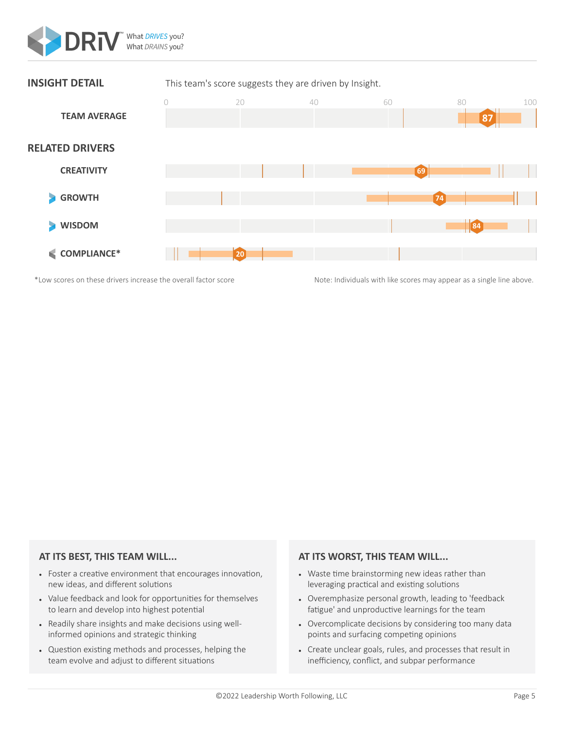## INSIGHT DETAIL

This team's score suggests they are driven by Insight.

| | Score |
|---|---|
| TEAM AVERAGE | 87 |

## RELATED DRIVERS

| Driver | Score |
|---|---|
| CREATIVITY | 69 |
| GROWTH | 74 |
| WISDOM | 84 |
| COMPLIANCE* | 20 |

*Low scores on these drivers increase the overall factor score

Note: Individuals with like scores may appear as a single line above.

### AT ITS BEST, THIS TEAM WILL...

- Foster a creative environment that encourages innovation, new ideas, and different solutions
- Value feedback and look for opportunities for themselves to learn and develop into highest potential
- Readily share insights and make decisions using well-informed opinions and strategic thinking
- Question existing methods and processes, helping the team evolve and adjust to different situations

### AT ITS WORST, THIS TEAM WILL...

- Waste time brainstorming new ideas rather than leveraging practical and existing solutions
- Overemphasize personal growth, leading to 'feedback fatigue' and unproductive learnings for the team
- Overcomplicate decisions by considering too many data points and surfacing competing opinions
- Create unclear goals, rules, and processes that result in inefficiency, conflict, and subpar performance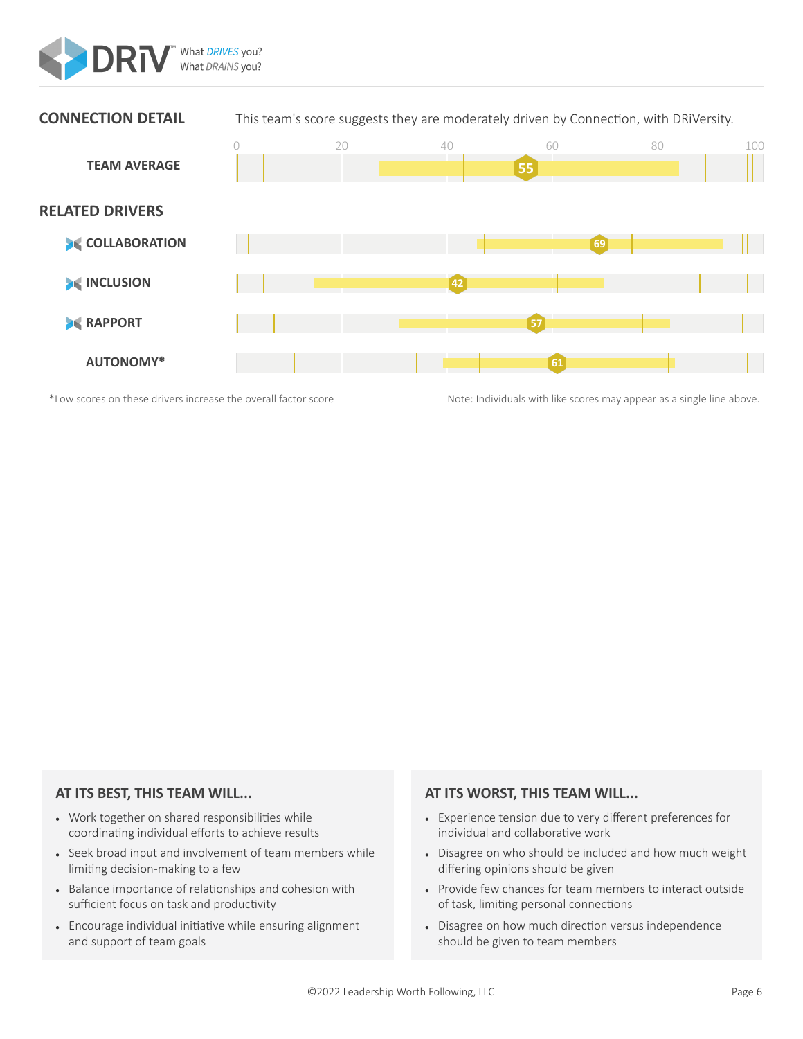## CONNECTION DETAIL

This team's score suggests they are moderately driven by Connection, with DRiVersity.

| | Score |
|---|---|
| **TEAM AVERAGE** | 55 |

## RELATED DRIVERS

| Driver | Score |
|---|---|
| **COLLABORATION** | 69 |
| **INCLUSION** | 42 |
| **RAPPORT** | 57 |
| **AUTONOMY*** | 61 |

*Low scores on these drivers increase the overall factor score

Note: Individuals with like scores may appear as a single line above.

### AT ITS BEST, THIS TEAM WILL...

- Work together on shared responsibilities while coordinating individual efforts to achieve results
- Seek broad input and involvement of team members while limiting decision-making to a few
- Balance importance of relationships and cohesion with sufficient focus on task and productivity
- Encourage individual initiative while ensuring alignment and support of team goals

### AT ITS WORST, THIS TEAM WILL...

- Experience tension due to very different preferences for individual and collaborative work
- Disagree on who should be included and how much weight differing opinions should be given
- Provide few chances for team members to interact outside of task, limiting personal connections
- Disagree on how much direction versus independence should be given to team members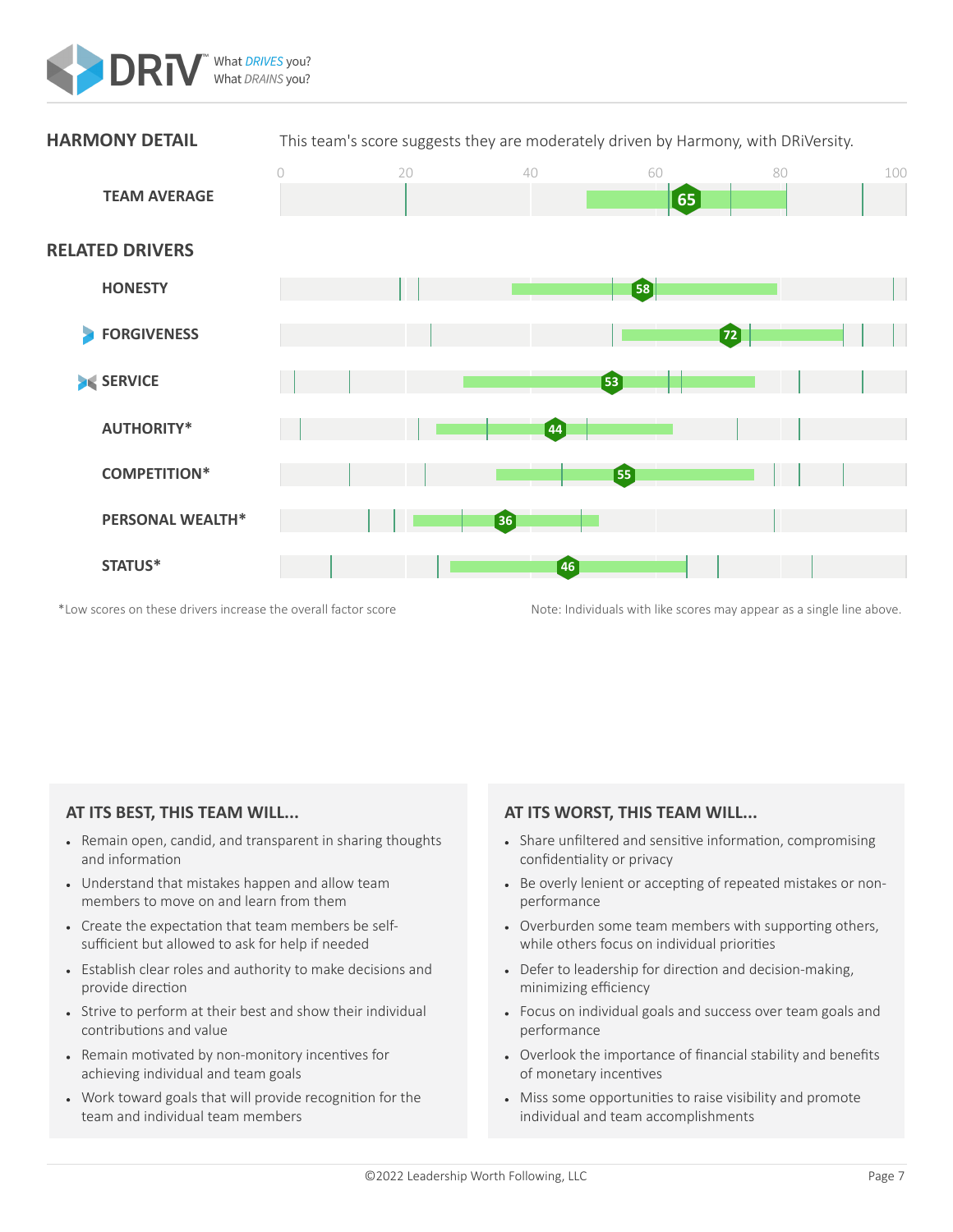## HARMONY DETAIL

This team's score suggests they are moderately driven by Harmony, with DRiVersity.

| | Score |
|---|---|
| **TEAM AVERAGE** | 65 |

### RELATED DRIVERS

| Driver | Score |
|---|---|
| **HONESTY** | 58 |
| **FORGIVENESS** | 72 |
| **SERVICE** | 53 |
| **AUTHORITY*** | 44 |
| **COMPETITION*** | 55 |
| **PERSONAL WEALTH*** | 36 |
| **STATUS*** | 46 |

*Low scores on these drivers increase the overall factor score

Note: Individuals with like scores may appear as a single line above.

### AT ITS BEST, THIS TEAM WILL...

- Remain open, candid, and transparent in sharing thoughts and information
- Understand that mistakes happen and allow team members to move on and learn from them
- Create the expectation that team members be self-sufficient but allowed to ask for help if needed
- Establish clear roles and authority to make decisions and provide direction
- Strive to perform at their best and show their individual contributions and value
- Remain motivated by non-monitory incentives for achieving individual and team goals
- Work toward goals that will provide recognition for the team and individual team members

### AT ITS WORST, THIS TEAM WILL...

- Share unfiltered and sensitive information, compromising confidentiality or privacy
- Be overly lenient or accepting of repeated mistakes or non-performance
- Overburden some team members with supporting others, while others focus on individual priorities
- Defer to leadership for direction and decision-making, minimizing efficiency
- Focus on individual goals and success over team goals and performance
- Overlook the importance of financial stability and benefits of monetary incentives
- Miss some opportunities to raise visibility and promote individual and team accomplishments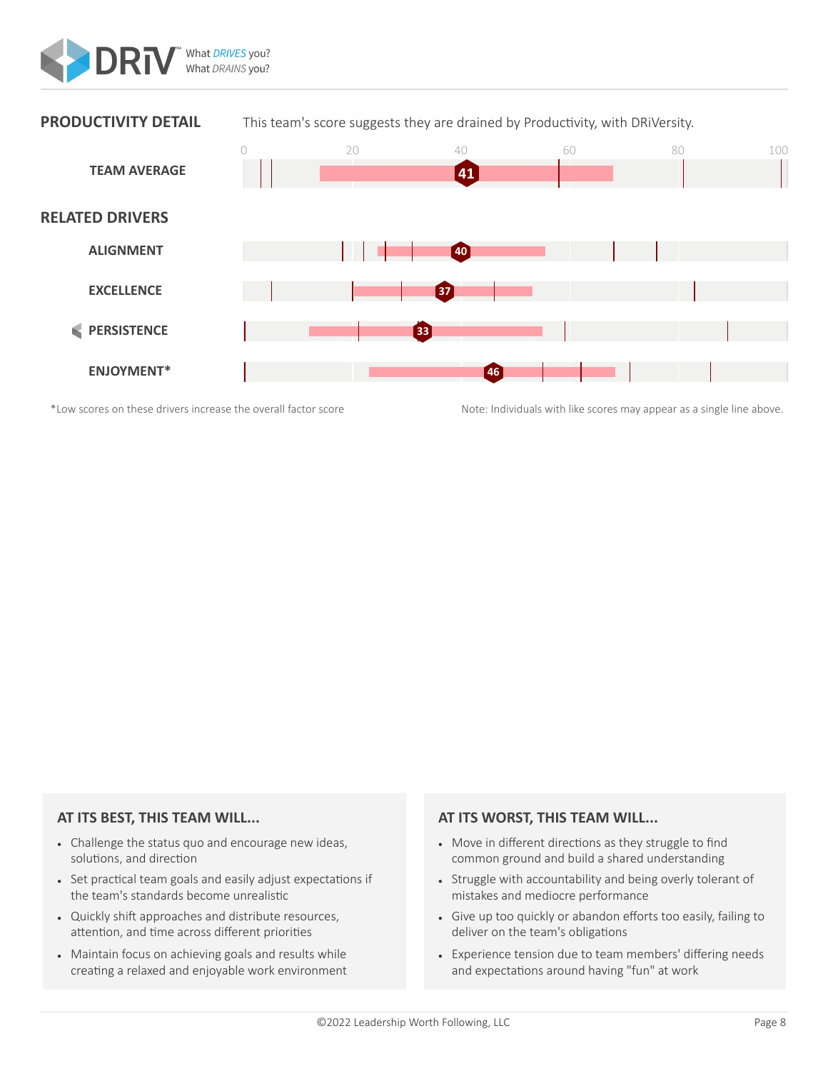## PRODUCTIVITY DETAIL

This team's score suggests they are drained by Productivity, with DRiVersity.

**TEAM AVERAGE** 41

### RELATED DRIVERS

- **ALIGNMENT** 40
- **EXCELLENCE** 37
- **PERSISTENCE** 33
- **ENJOYMENT*** 46

*Low scores on these drivers increase the overall factor score

Note: Individuals with like scores may appear as a single line above.

### AT ITS BEST, THIS TEAM WILL...

- Challenge the status quo and encourage new ideas, solutions, and direction
- Set practical team goals and easily adjust expectations if the team's standards become unrealistic
- Quickly shift approaches and distribute resources, attention, and time across different priorities
- Maintain focus on achieving goals and results while creating a relaxed and enjoyable work environment

### AT ITS WORST, THIS TEAM WILL...

- Move in different directions as they struggle to find common ground and build a shared understanding
- Struggle with accountability and being overly tolerant of mistakes and mediocre performance
- Give up too quickly or abandon efforts too easily, failing to deliver on the team's obligations
- Experience tension due to team members' differing needs and expectations around having "fun" at work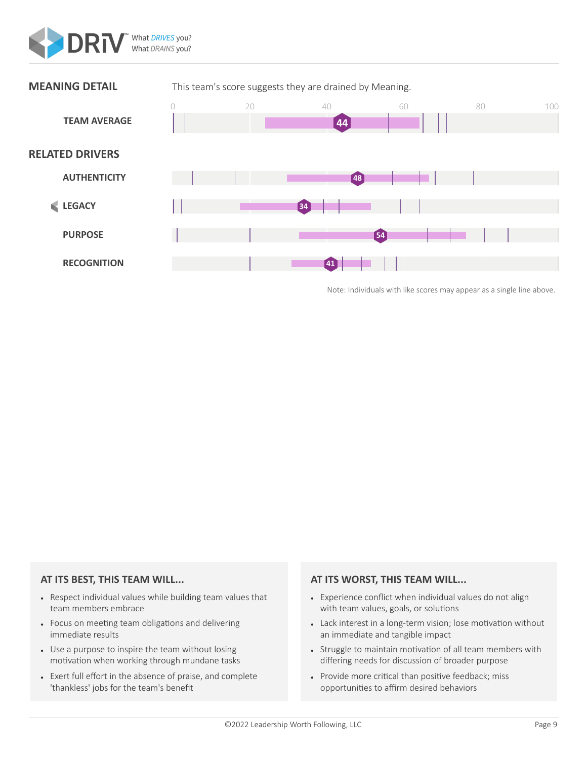## MEANING DETAIL

This team's score suggests they are drained by Meaning.

0 20 40 60 80 100

**TEAM AVERAGE** 44

## RELATED DRIVERS

**AUTHENTICITY** 48

**LEGACY** 34

**PURPOSE** 54

**RECOGNITION** 41

Note: Individuals with like scores may appear as a single line above.

### AT ITS BEST, THIS TEAM WILL...

- Respect individual values while building team values that team members embrace
- Focus on meeting team obligations and delivering immediate results
- Use a purpose to inspire the team without losing motivation when working through mundane tasks
- Exert full effort in the absence of praise, and complete 'thankless' jobs for the team's benefit

### AT ITS WORST, THIS TEAM WILL...

- Experience conflict when individual values do not align with team values, goals, or solutions
- Lack interest in a long-term vision; lose motivation without an immediate and tangible impact
- Struggle to maintain motivation of all team members with differing needs for discussion of broader purpose
- Provide more critical than positive feedback; miss opportunities to affirm desired behaviors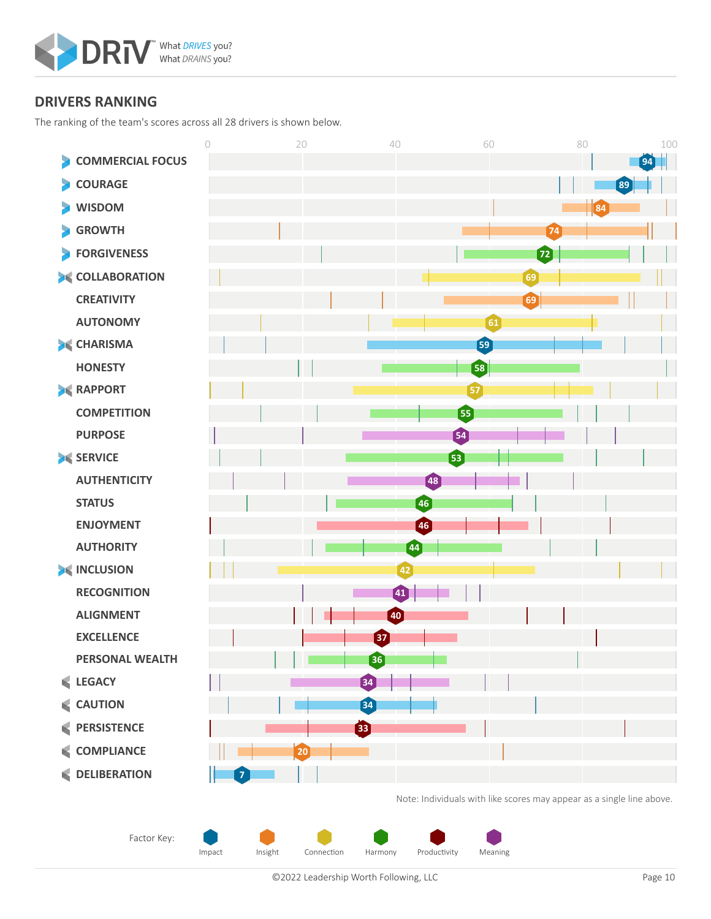## DRIVERS RANKING

The ranking of the team's scores across all 28 drivers is shown below.

0 20 40 60 80 100

COMMERCIAL FOCUS 94
COURAGE 89
WISDOM 84
GROWTH 74
FORGIVENESS 72
COLLABORATION 69
CREATIVITY 69
AUTONOMY 61
CHARISMA 59
HONESTY 58
RAPPORT 57
COMPETITION 55
PURPOSE 54
SERVICE 53
AUTHENTICITY 48
STATUS 46
ENJOYMENT 46
AUTHORITY 44
INCLUSION 42
RECOGNITION 41
ALIGNMENT 40
EXCELLENCE 37
PERSONAL WEALTH 36
LEGACY 34
CAUTION 34
PERSISTENCE 33
COMPLIANCE 20
DELIBERATION 7

Note: Individuals with like scores may appear as a single line above.

Factor Key: Impact, Insight, Connection, Harmony, Productivity, Meaning

©2022 Leadership Worth Following, LLC